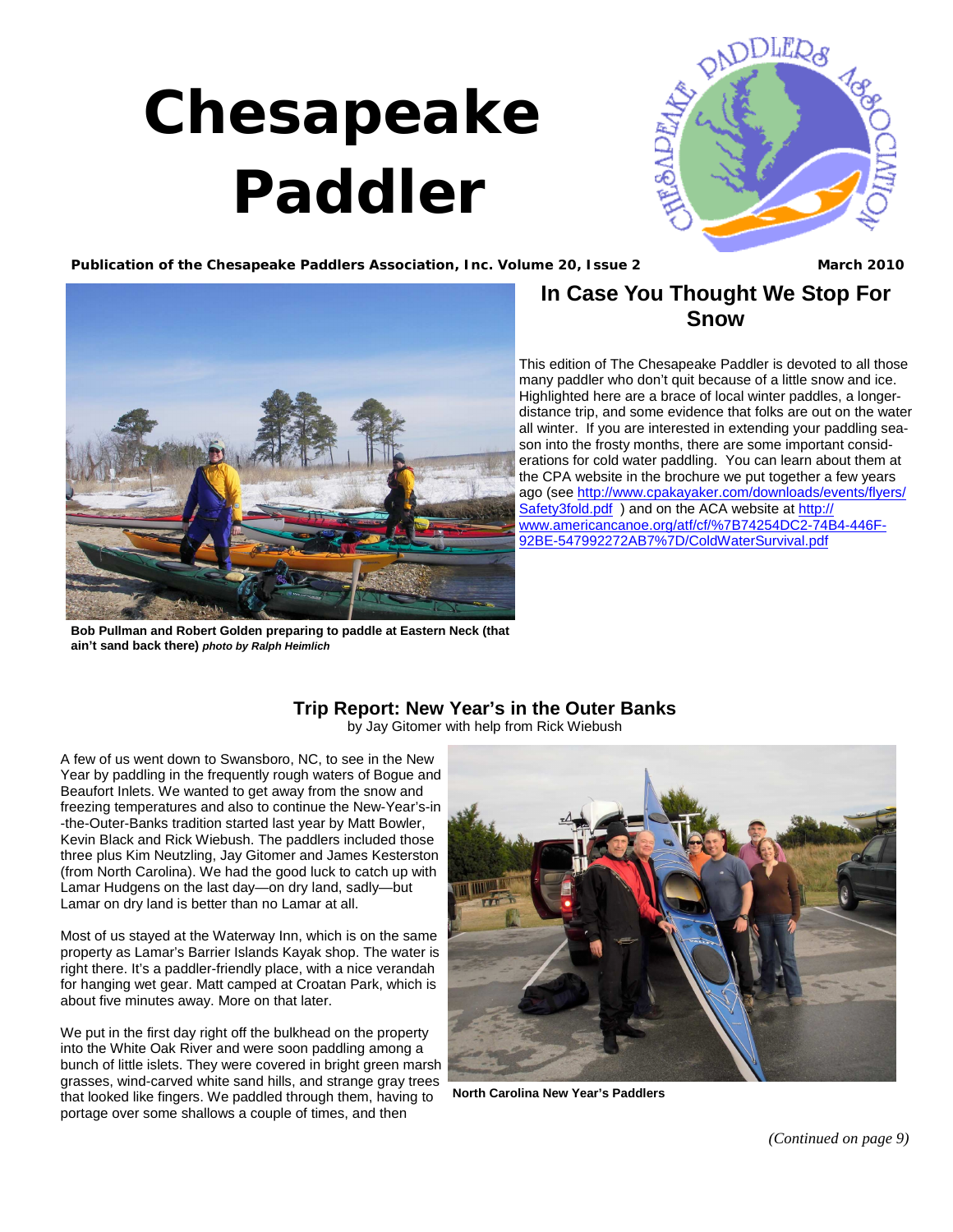# Chesapeake Paddler

**Publication of the Chesapeake Paddlers Association, Inc. Volume 20, Issue 2** **March 2010**

**Bob Pullman and Robert Golden preparing to paddle at Eastern Neck (that ain't sand back there)** ***photo by Ralph Heimlich***

## In Case You Thought We Stop For Snow

This edition of The Chesapeake Paddler is devoted to all those many paddler who don't quit because of a little snow and ice. Highlighted here are a brace of local winter paddles, a longer-distance trip, and some evidence that folks are out on the water all winter. If you are interested in extending your paddling season into the frosty months, there are some important considerations for cold water paddling. You can learn about them at the CPA website in the brochure we put together a few years ago (see http://www.cpakayaker.com/downloads/events/flyers/Safety3fold.pdf ) and on the ACA website at http://www.americancanoe.org/atf/cf/%7B74254DC2-74B4-446F-92BE-547992272AB7%7D/ColdWaterSurvival.pdf

## Trip Report: New Year's in the Outer Banks

by Jay Gitomer with help from Rick Wiebush

A few of us went down to Swansboro, NC, to see in the New Year by paddling in the frequently rough waters of Bogue and Beaufort Inlets. We wanted to get away from the snow and freezing temperatures and also to continue the New-Year's-in-the-Outer-Banks tradition started last year by Matt Bowler, Kevin Black and Rick Wiebush. The paddlers included those three plus Kim Neutzling, Jay Gitomer and James Kesterston (from North Carolina). We had the good luck to catch up with Lamar Hudgens on the last day—on dry land, sadly—but Lamar on dry land is better than no Lamar at all.

Most of us stayed at the Waterway Inn, which is on the same property as Lamar's Barrier Islands Kayak shop. The water is right there. It's a paddler-friendly place, with a nice verandah for hanging wet gear. Matt camped at Croatan Park, which is about five minutes away. More on that later.

We put in the first day right off the bulkhead on the property into the White Oak River and were soon paddling among a bunch of little islets. They were covered in bright green marsh grasses, wind-carved white sand hills, and strange gray trees that looked like fingers. We paddled through them, having to portage over some shallows a couple of times, and then

**North Carolina New Year's Paddlers**

*(Continued on page 9)*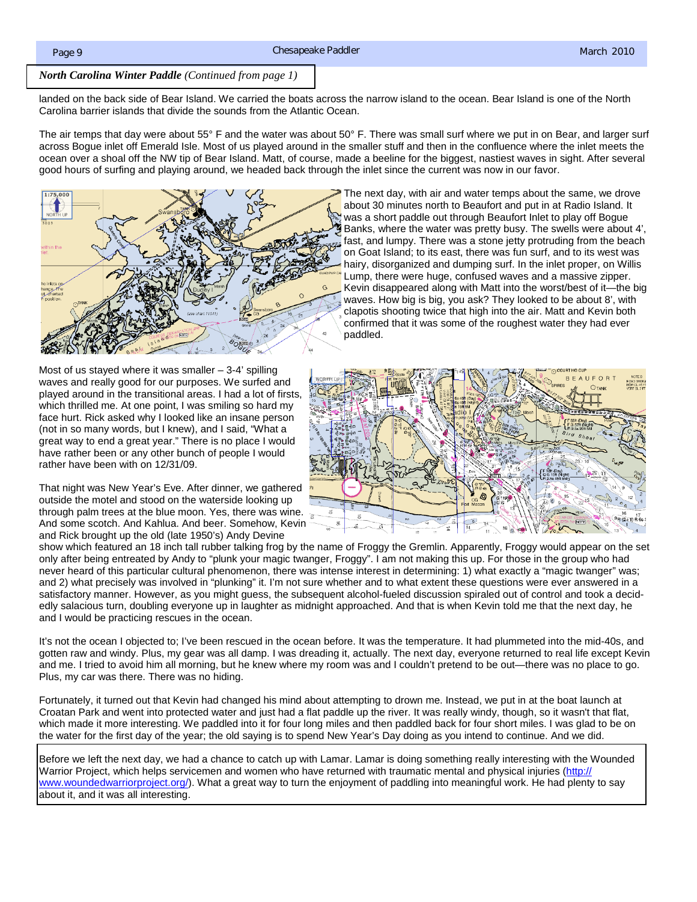*North Carolina Winter Paddle (Continued from page 1)*

landed on the back side of Bear Island. We carried the boats across the narrow island to the ocean. Bear Island is one of the North Carolina barrier islands that divide the sounds from the Atlantic Ocean.

The air temps that day were about 55° F and the water was about 50° F. There was small surf where we put in on Bear, and larger surf across Bogue inlet off Emerald Isle. Most of us played around in the smaller stuff and then in the confluence where the inlet meets the ocean over a shoal off the NW tip of Bear Island. Matt, of course, made a beeline for the biggest, nastiest waves in sight. After several good hours of surfing and playing around, we headed back through the inlet since the current was now in our favor.

The next day, with air and water temps about the same, we drove about 30 minutes north to Beaufort and put in at Radio Island. It was a short paddle out through Beaufort Inlet to play off Bogue Banks, where the water was pretty busy. The swells were about 4', fast, and lumpy. There was a stone jetty protruding from the beach on Goat Island; to its east, there was fun surf, and to its west was hairy, disorganized and dumping surf. In the inlet proper, on Willis Lump, there were huge, confused waves and a massive zipper. Kevin disappeared along with Matt into the worst/best of it—the big waves. How big is big, you ask? They looked to be about 8', with clapotis shooting twice that high into the air. Matt and Kevin both confirmed that it was some of the roughest water they had ever paddled.

Most of us stayed where it was smaller – 3-4' spilling waves and really good for our purposes. We surfed and played around in the transitional areas. I had a lot of firsts, which thrilled me. At one point, I was smiling so hard my face hurt. Rick asked why I looked like an insane person (not in so many words, but I knew), and I said, "What a great way to end a great year." There is no place I would have rather been or any other bunch of people I would rather have been with on 12/31/09.

That night was New Year's Eve. After dinner, we gathered outside the motel and stood on the waterside looking up through palm trees at the blue moon. Yes, there was wine. And some scotch. And Kahlua. And beer. Somehow, Kevin and Rick brought up the old (late 1950's) Andy Devine show which featured an 18 inch tall rubber talking frog by the name of Froggy the Gremlin. Apparently, Froggy would appear on the set only after being entreated by Andy to "plunk your magic twanger, Froggy". I am not making this up. For those in the group who had never heard of this particular cultural phenomenon, there was intense interest in determining: 1) what exactly a "magic twanger" was; and 2) what precisely was involved in "plunking" it. I'm not sure whether and to what extent these questions were ever answered in a satisfactory manner. However, as you might guess, the subsequent alcohol-fueled discussion spiraled out of control and took a decidedly salacious turn, doubling everyone up in laughter as midnight approached. And that is when Kevin told me that the next day, he and I would be practicing rescues in the ocean.

It's not the ocean I objected to; I've been rescued in the ocean before. It was the temperature. It had plummeted into the mid-40s, and gotten raw and windy. Plus, my gear was all damp. I was dreading it, actually. The next day, everyone returned to real life except Kevin and me. I tried to avoid him all morning, but he knew where my room was and I couldn't pretend to be out—there was no place to go. Plus, my car was there. There was no hiding.

Fortunately, it turned out that Kevin had changed his mind about attempting to drown me. Instead, we put in at the boat launch at Croatan Park and went into protected water and just had a flat paddle up the river. It was really windy, though, so it wasn't that flat, which made it more interesting. We paddled into it for four long miles and then paddled back for four short miles. I was glad to be on the water for the first day of the year; the old saying is to spend New Year's Day doing as you intend to continue. And we did.

Before we left the next day, we had a chance to catch up with Lamar. Lamar is doing something really interesting with the Wounded Warrior Project, which helps servicemen and women who have returned with traumatic mental and physical injuries (http://www.woundedwarriorproject.org/). What a great way to turn the enjoyment of paddling into meaningful work. He had plenty to say about it, and it was all interesting.